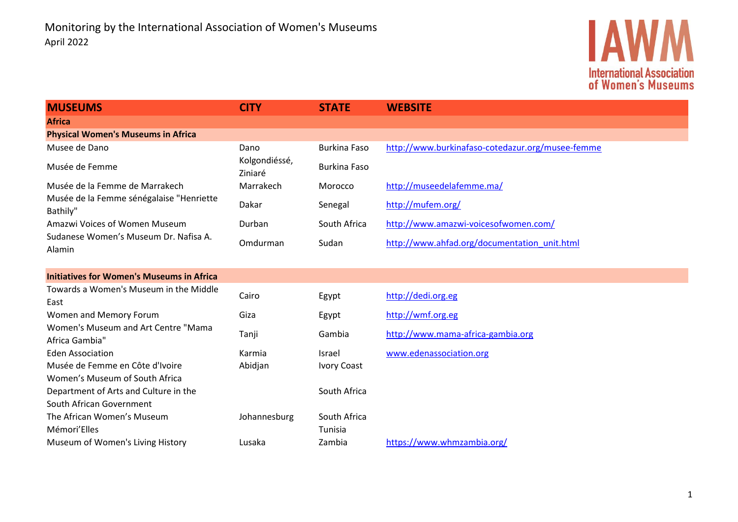Monitoring by the International Association of Women's Museums
April 2022

IAWM International Association of Women's Museums

| MUSEUMS | CITY | STATE | WEBSITE |
|---|---|---|---|
| **Africa** | | | |
| **Physical Women's Museums in Africa** | | | |
| Musee de Dano | Dano | Burkina Faso | http://www.burkinafaso-cotedazur.org/musee-femme |
| Musée de Femme | Kolgondiéssé, Ziniaré | Burkina Faso | |
| Musée de la Femme de Marrakech | Marrakech | Morocco | http://museedelafemme.ma/ |
| Musée de la Femme sénégalaise "Henriette Bathily" | Dakar | Senegal | http://mufem.org/ |
| Amazwi Voices of Women Museum | Durban | South Africa | http://www.amazwi-voicesofwomen.com/ |
| Sudanese Women's Museum Dr. Nafisa A. Alamin | Omdurman | Sudan | http://www.ahfad.org/documentation_unit.html |
| **Initiatives for Women's Museums in Africa** | | | |
| Towards a Women's Museum in the Middle East | Cairo | Egypt | http://dedi.org.eg |
| Women and Memory Forum | Giza | Egypt | http://wmf.org.eg |
| Women's Museum and Art Centre "Mama Africa Gambia" | Tanji | Gambia | http://www.mama-africa-gambia.org |
| Eden Association | Karmia | Israel | www.edenassociation.org |
| Musée de Femme en Côte d'Ivoire | Abidjan | Ivory Coast | |
| Women's Museum of South Africa Department of Arts and Culture in the South African Government | | South Africa | |
| The African Women's Museum | Johannesburg | South Africa | |
| Mémori'Elles | | Tunisia | |
| Museum of Women's Living History | Lusaka | Zambia | https://www.whmzambia.org/ |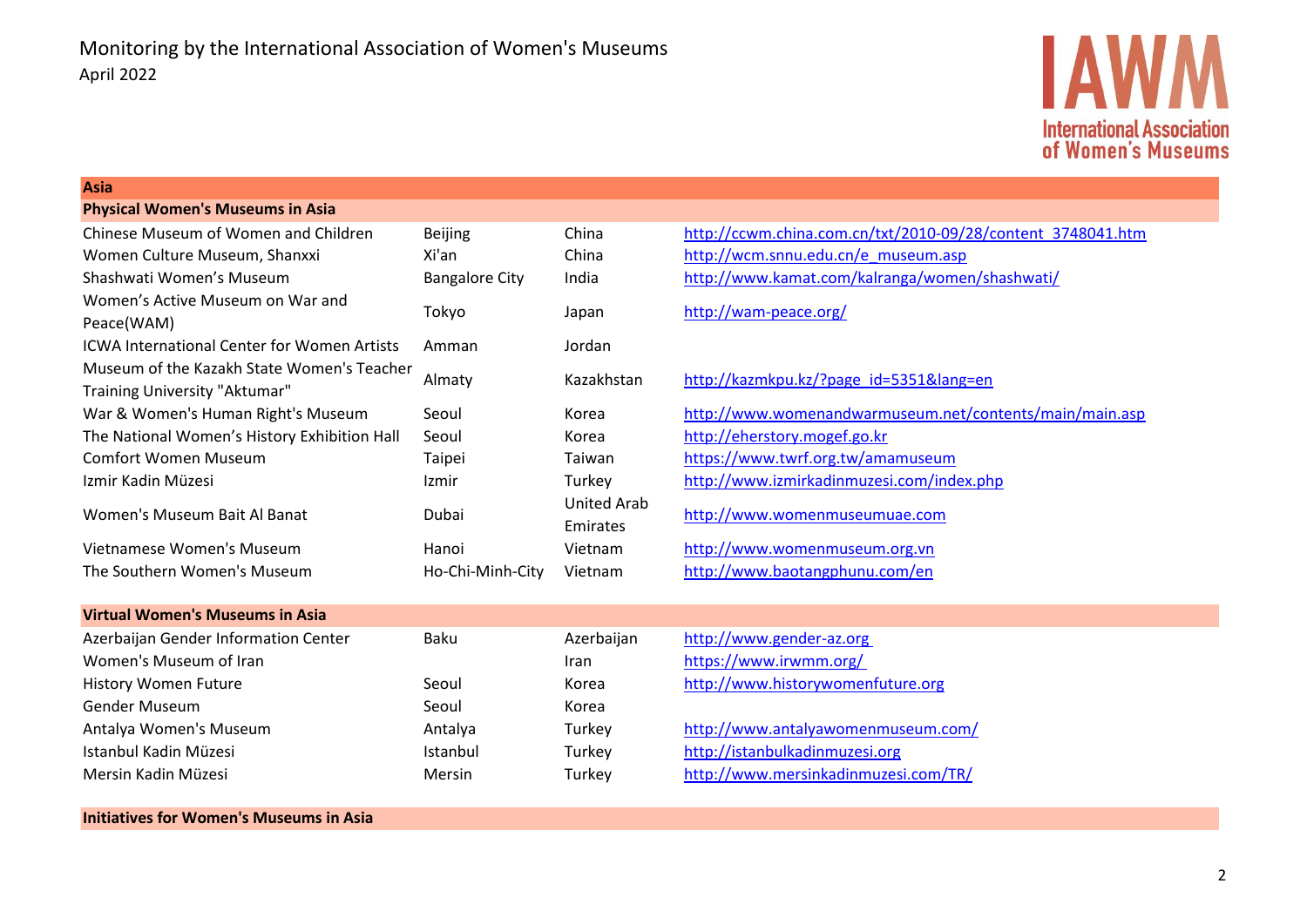Monitoring by the International Association of Women's Museums
April 2022

## Asia

### Physical Women's Museums in Asia

| | | | |
|---|---|---|---|
| Chinese Museum of Women and Children | Beijing | China | http://ccwm.china.com.cn/txt/2010-09/28/content_3748041.htm |
| Women Culture Museum, Shanxxi | Xi'an | China | http://wcm.snnu.edu.cn/e_museum.asp |
| Shashwati Women's Museum | Bangalore City | India | http://www.kamat.com/kalranga/women/shashwati/ |
| Women's Active Museum on War and Peace(WAM) | Tokyo | Japan | http://wam-peace.org/ |
| ICWA International Center for Women Artists | Amman | Jordan | |
| Museum of the Kazakh State Women's Teacher Training University "Aktumar" | Almaty | Kazakhstan | http://kazmkpu.kz/?page_id=5351&lang=en |
| War & Women's Human Right's Museum | Seoul | Korea | http://www.womenandwarmuseum.net/contents/main/main.asp |
| The National Women's History Exhibition Hall | Seoul | Korea | http://eherstory.mogef.go.kr |
| Comfort Women Museum | Taipei | Taiwan | https://www.twrf.org.tw/amamuseum |
| Izmir Kadin Müzesi | Izmir | Turkey | http://www.izmirkadinmuzesi.com/index.php |
| Women's Museum Bait Al Banat | Dubai | United Arab Emirates | http://www.womenmuseumuae.com |
| Vietnamese Women's Museum | Hanoi | Vietnam | http://www.womenmuseum.org.vn |
| The Southern Women's Museum | Ho-Chi-Minh-City | Vietnam | http://www.baotangphunu.com/en |

### Virtual Women's Museums in Asia

| | | | |
|---|---|---|---|
| Azerbaijan Gender Information Center | Baku | Azerbaijan | http://www.gender-az.org |
| Women's Museum of Iran | | Iran | https://www.irwmm.org/ |
| History Women Future | Seoul | Korea | http://www.historywomenfuture.org |
| Gender Museum | Seoul | Korea | |
| Antalya Women's Museum | Antalya | Turkey | http://www.antalyawomenmuseum.com/ |
| Istanbul Kadin Müzesi | Istanbul | Turkey | http://istanbulkadinmuzesi.org |
| Mersin Kadin Müzesi | Mersin | Turkey | http://www.mersinkadinmuzesi.com/TR/ |

### Initiatives for Women's Museums in Asia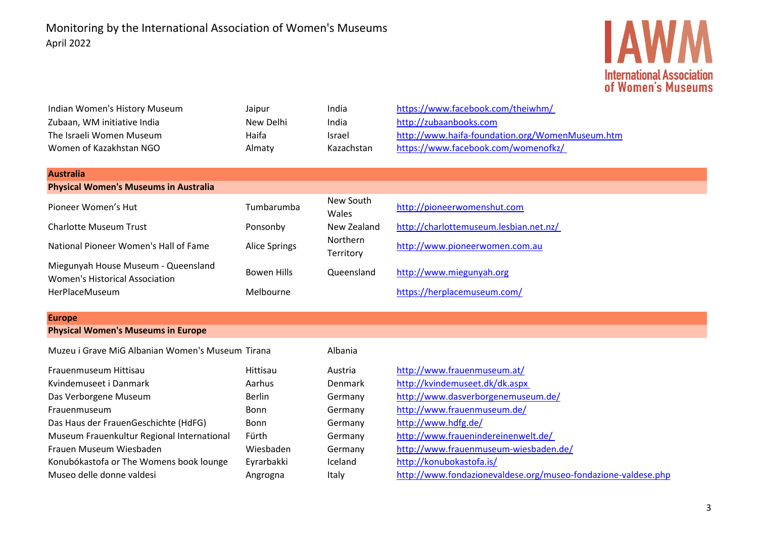Monitoring by the International Association of Women's Museums
April 2022

| | | | |
|---|---|---|---|
| Indian Women's History Museum | Jaipur | India | https://www.facebook.com/theiwhm/ |
| Zubaan, WM initiative India | New Delhi | India | http://zubaanbooks.com |
| The Israeli Women Museum | Haifa | Israel | http://www.haifa-foundation.org/WomenMuseum.htm |
| Women of Kazakhstan NGO | Almaty | Kazachstan | https://www.facebook.com/womenofkz/ |

## Australia

### Physical Women's Museums in Australia

| | | | |
|---|---|---|---|
| Pioneer Women's Hut | Tumbarumba | New South Wales | http://pioneerwomenshut.com |
| Charlotte Museum Trust | Ponsonby | New Zealand | http://charlottemuseum.lesbian.net.nz/ |
| National Pioneer Women's Hall of Fame | Alice Springs | Northern Territory | http://www.pioneerwomen.com.au |
| Miegunyah House Museum - Queensland Women's Historical Association | Bowen Hills | Queensland | http://www.miegunyah.org |
| HerPlaceMuseum | Melbourne | | https://herplacemuseum.com/ |

## Europe

### Physical Women's Museums in Europe

| | | | |
|---|---|---|---|
| Muzeu i Grave MiG Albanian Women's Museum | Tirana | Albania | |
| Frauenmuseum Hittisau | Hittisau | Austria | http://www.frauenmuseum.at/ |
| Kvindemuseet i Danmark | Aarhus | Denmark | http://kvindemuseet.dk/dk.aspx |
| Das Verborgene Museum | Berlin | Germany | http://www.dasverborgenemuseum.de/ |
| Frauenmuseum | Bonn | Germany | http://www.frauenmuseum.de/ |
| Das Haus der FrauenGeschichte (HdFG) | Bonn | Germany | http://www.hdfg.de/ |
| Museum Frauenkultur Regional International | Fürth | Germany | http://www.frauenindereinenwelt.de/ |
| Frauen Museum Wiesbaden | Wiesbaden | Germany | http://www.frauenmuseum-wiesbaden.de/ |
| Konubókastofa or The Womens book lounge | Eyrarbakki | Iceland | http://konubokastofa.is/ |
| Museo delle donne valdesi | Angrogna | Italy | http://www.fondazionevaldese.org/museo-fondazione-valdese.php |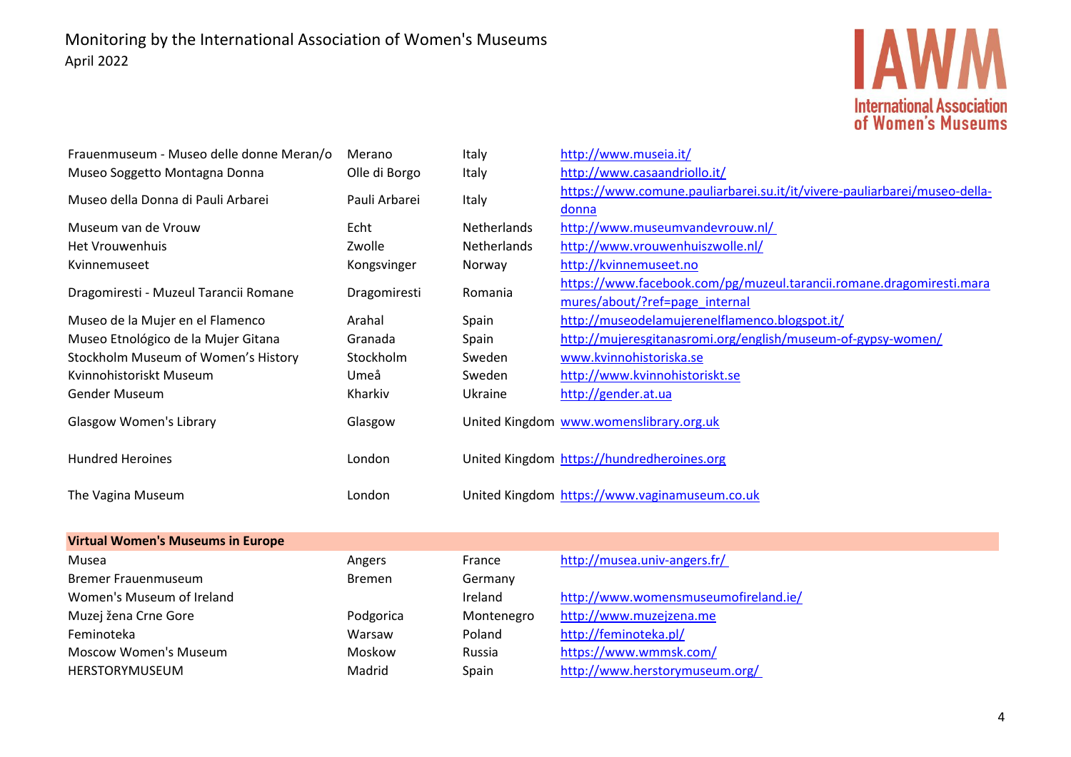| | | | |
|---|---|---|---|
| Frauenmuseum - Museo delle donne Meran/o | Merano | Italy | http://www.museia.it/ |
| Museo Soggetto Montagna Donna | Olle di Borgo | Italy | http://www.casaandriollo.it/ |
| Museo della Donna di Pauli Arbarei | Pauli Arbarei | Italy | https://www.comune.pauliarbarei.su.it/it/vivere-pauliarbarei/museo-della-donna |
| Museum van de Vrouw | Echt | Netherlands | http://www.museumvandevrouw.nl/ |
| Het Vrouwenhuis | Zwolle | Netherlands | http://www.vrouwenhuiszwolle.nl/ |
| Kvinnemuseet | Kongsvinger | Norway | http://kvinnemuseet.no |
| Dragomiresti - Muzeul Tarancii Romane | Dragomiresti | Romania | https://www.facebook.com/pg/muzeul.tarancii.romane.dragomiresti.maramures/about/?ref=page_internal |
| Museo de la Mujer en el Flamenco | Arahal | Spain | http://museodelamujerenelflamenco.blogspot.it/ |
| Museo Etnológico de la Mujer Gitana | Granada | Spain | http://mujeresgitanasromi.org/english/museum-of-gypsy-women/ |
| Stockholm Museum of Women's History | Stockholm | Sweden | www.kvinnohistoriska.se |
| Kvinnohistoriskt Museum | Umeå | Sweden | http://www.kvinnohistoriskt.se |
| Gender Museum | Kharkiv | Ukraine | http://gender.at.ua |
| Glasgow Women's Library | Glasgow | United Kingdom | www.womenslibrary.org.uk |
| Hundred Heroines | London | United Kingdom | https://hundredheroines.org |
| The Vagina Museum | London | United Kingdom | https://www.vaginamuseum.co.uk |
| **Virtual Women's Museums in Europe** | | | |
| Musea | Angers | France | http://musea.univ-angers.fr/ |
| Bremer Frauenmuseum | Bremen | Germany | |
| Women's Museum of Ireland | | Ireland | http://www.womensmuseumofireland.ie/ |
| Muzej žena Crne Gore | Podgorica | Montenegro | http://www.muzejzena.me |
| Feminoteka | Warsaw | Poland | http://feminoteka.pl/ |
| Moscow Women's Museum | Moskow | Russia | https://www.wmmsk.com/ |
| HERSTORYMUSEUM | Madrid | Spain | http://www.herstorymuseum.org/ |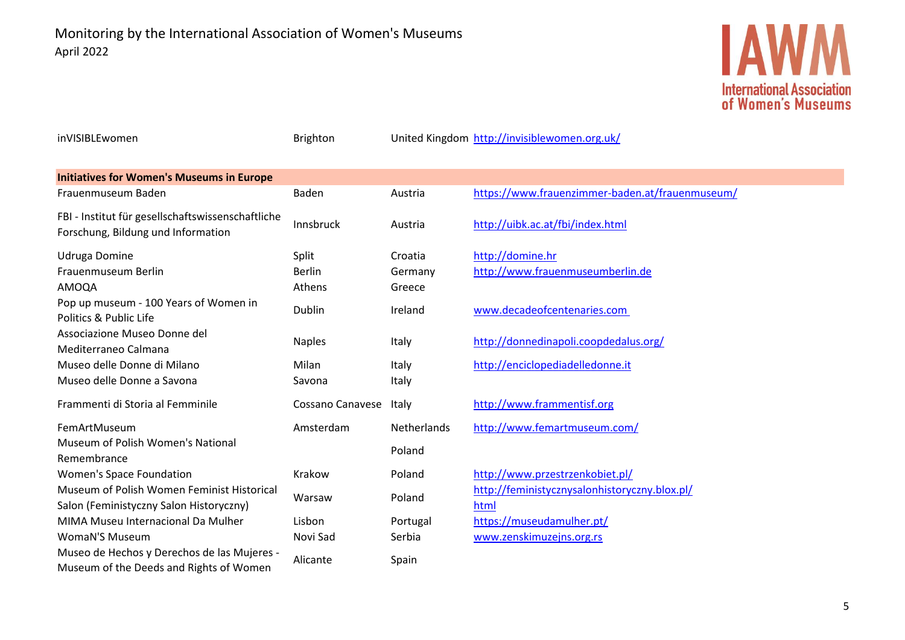| | | | |
|---|---|---|---|
| inVISIBLEwomen | Brighton | United Kingdom | http://invisiblewomen.org.uk/ |

**Initiatives for Women's Museums in Europe**

| | | | |
|---|---|---|---|
| Frauenmuseum Baden | Baden | Austria | https://www.frauenzimmer-baden.at/frauenmuseum/ |
| FBI - Institut für gesellschaftswissenschaftliche Forschung, Bildung und Information | Innsbruck | Austria | http://uibk.ac.at/fbi/index.html |
| Udruga Domine | Split | Croatia | http://domine.hr |
| Frauenmuseum Berlin | Berlin | Germany | http://www.frauenmuseumberlin.de |
| AMOQA | Athens | Greece | |
| Pop up museum - 100 Years of Women in Politics & Public Life | Dublin | Ireland | www.decadeofcentenaries.com |
| Associazione Museo Donne del Mediterraneo Calmana | Naples | Italy | http://donnedinapoli.coopdedalus.org/ |
| Museo delle Donne di Milano | Milan | Italy | http://enciclopediadelledonne.it |
| Museo delle Donne a Savona | Savona | Italy | |
| Frammenti di Storia al Femminile | Cossano Canavese | Italy | http://www.frammentisf.org |
| FemArtMuseum | Amsterdam | Netherlands | http://www.femartmuseum.com/ |
| Museum of Polish Women's National Remembrance | | Poland | |
| Women's Space Foundation | Krakow | Poland | http://www.przestrzenkobiet.pl/ |
| Museum of Polish Women Feminist Historical Salon (Feministyczny Salon Historyczny) | Warsaw | Poland | http://feministycznysalonhistoryczny.blox.pl/html |
| MIMA Museu Internacional Da Mulher | Lisbon | Portugal | https://museudamulher.pt/ |
| WomaN'S Museum | Novi Sad | Serbia | www.zenskimuzejns.org.rs |
| Museo de Hechos y Derechos de las Mujeres - Museum of the Deeds and Rights of Women | Alicante | Spain | |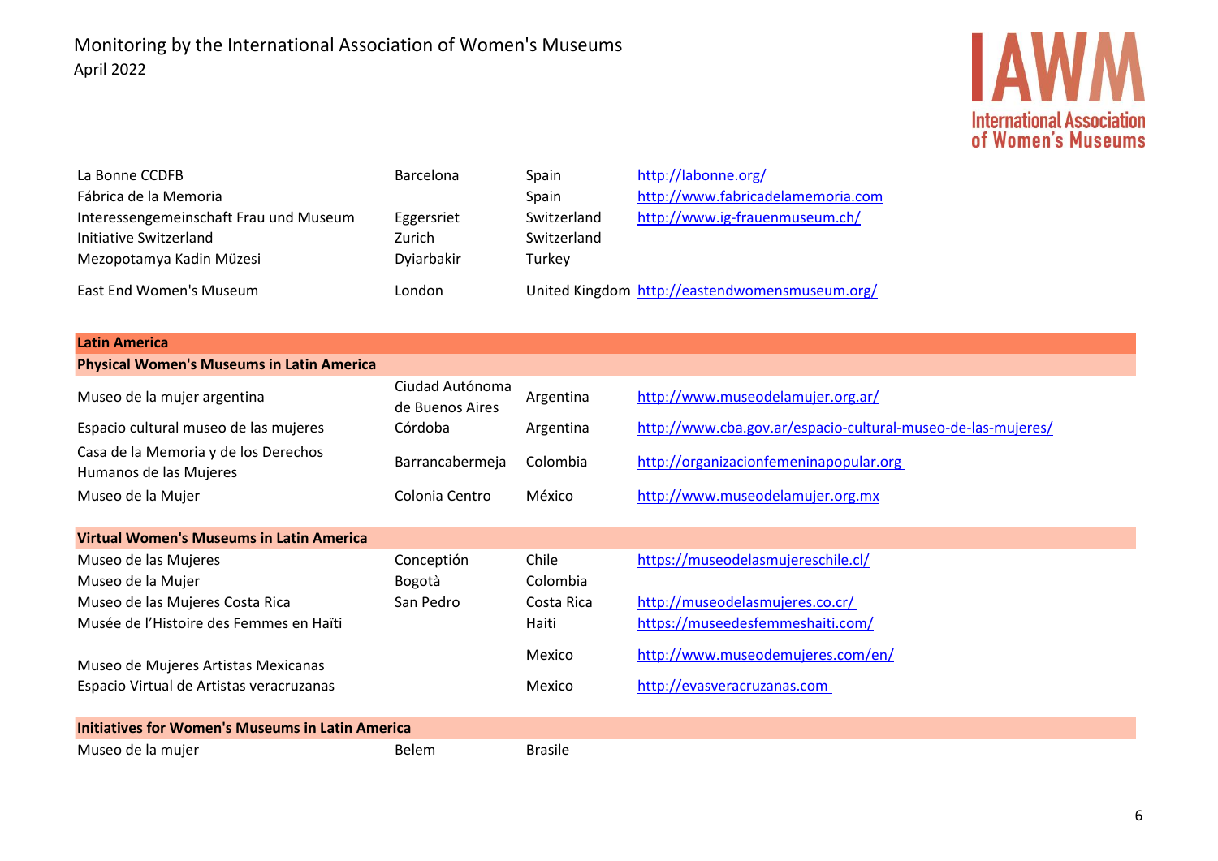Monitoring by the International Association of Women's Museums
April 2022

| | | | |
|---|---|---|---|
| La Bonne CCDFB | Barcelona | Spain | http://labonne.org/ |
| Fábrica de la Memoria | | Spain | http://www.fabricadelamemoria.com |
| Interessengemeinschaft Frau und Museum | Eggersriet | Switzerland | http://www.ig-frauenmuseum.ch/ |
| Initiative Switzerland | Zurich | Switzerland | |
| Mezopotamya Kadin Müzesi | Dyiarbakir | Turkey | |
| East End Women's Museum | London | United Kingdom | http://eastendwomensmuseum.org/ |

## Latin America

### Physical Women's Museums in Latin America

| | | | |
|---|---|---|---|
| Museo de la mujer argentina | Ciudad Autónoma de Buenos Aires | Argentina | http://www.museodelamujer.org.ar/ |
| Espacio cultural museo de las mujeres | Córdoba | Argentina | http://www.cba.gov.ar/espacio-cultural-museo-de-las-mujeres/ |
| Casa de la Memoria y de los Derechos Humanos de las Mujeres | Barrancabermeja | Colombia | http://organizacionfemeninapopular.org |
| Museo de la Mujer | Colonia Centro | México | http://www.museodelamujer.org.mx |

### Virtual Women's Museums in Latin America

| | | | |
|---|---|---|---|
| Museo de las Mujeres | Conceptión | Chile | https://museodelasmujereschile.cl/ |
| Museo de la Mujer | Bogotà | Colombia | |
| Museo de las Mujeres Costa Rica | San Pedro | Costa Rica | http://museodelasmujeres.co.cr/ |
| Musée de l'Histoire des Femmes en Haïti | | Haiti | https://museedesfemmeshaiti.com/ |
| Museo de Mujeres Artistas Mexicanas | | Mexico | http://www.museodemujeres.com/en/ |
| Espacio Virtual de Artistas veracruzanas | | Mexico | http://evasveracruzanas.com |

### Initiatives for Women's Museums in Latin America

| | | | |
|---|---|---|---|
| Museo de la mujer | Belem | Brasile | |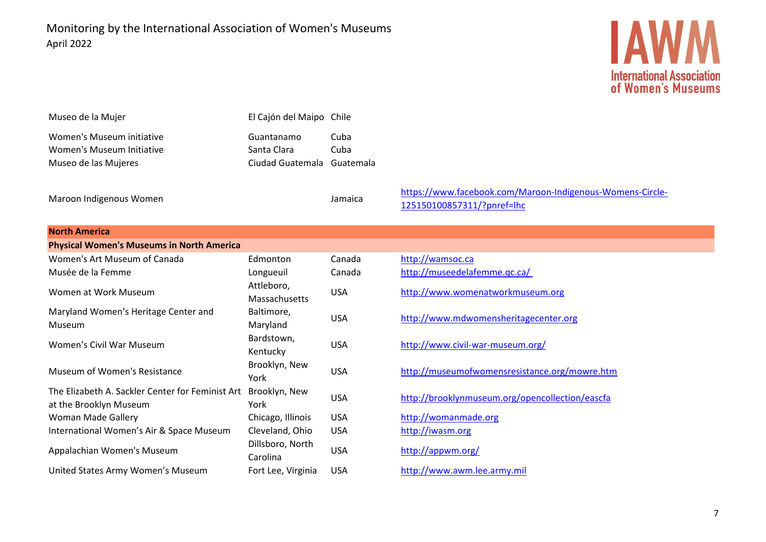| | | | |
|---|---|---|---|
| Museo de la Mujer | El Cajón del Maipo | Chile | |
| Women's Museum initiative | Guantanamo | Cuba | |
| Women's Museum Initiative | Santa Clara | Cuba | |
| Museo de las Mujeres | Ciudad Guatemala | Guatemala | |
| Maroon Indigenous Women | | Jamaica | https://www.facebook.com/Maroon-Indigenous-Womens-Circle-125150100857311/?pnref=lhc |
| **North America** | | | |
| **Physical Women's Museums in North America** | | | |
| Women's Art Museum of Canada | Edmonton | Canada | http://wamsoc.ca |
| Musée de la Femme | Longueuil | Canada | http://museedelafemme.qc.ca/ |
| Women at Work Museum | Attleboro, Massachusetts | USA | http://www.womenatworkmuseum.org |
| Maryland Women's Heritage Center and Museum | Baltimore, Maryland | USA | http://www.mdwomensheritagecenter.org |
| Women's Civil War Museum | Bardstown, Kentucky | USA | http://www.civil-war-museum.org/ |
| Museum of Women's Resistance | Brooklyn, New York | USA | http://museumofwomensresistance.org/mowre.htm |
| The Elizabeth A. Sackler Center for Feminist Art at the Brooklyn Museum | Brooklyn, New York | USA | http://brooklynmuseum.org/opencollection/eascfa |
| Woman Made Gallery | Chicago, Illinois | USA | http://womanmade.org |
| International Women's Air & Space Museum | Cleveland, Ohio | USA | http://iwasm.org |
| Appalachian Women's Museum | Dillsboro, North Carolina | USA | http://appwm.org/ |
| United States Army Women's Museum | Fort Lee, Virginia | USA | http://www.awm.lee.army.mil |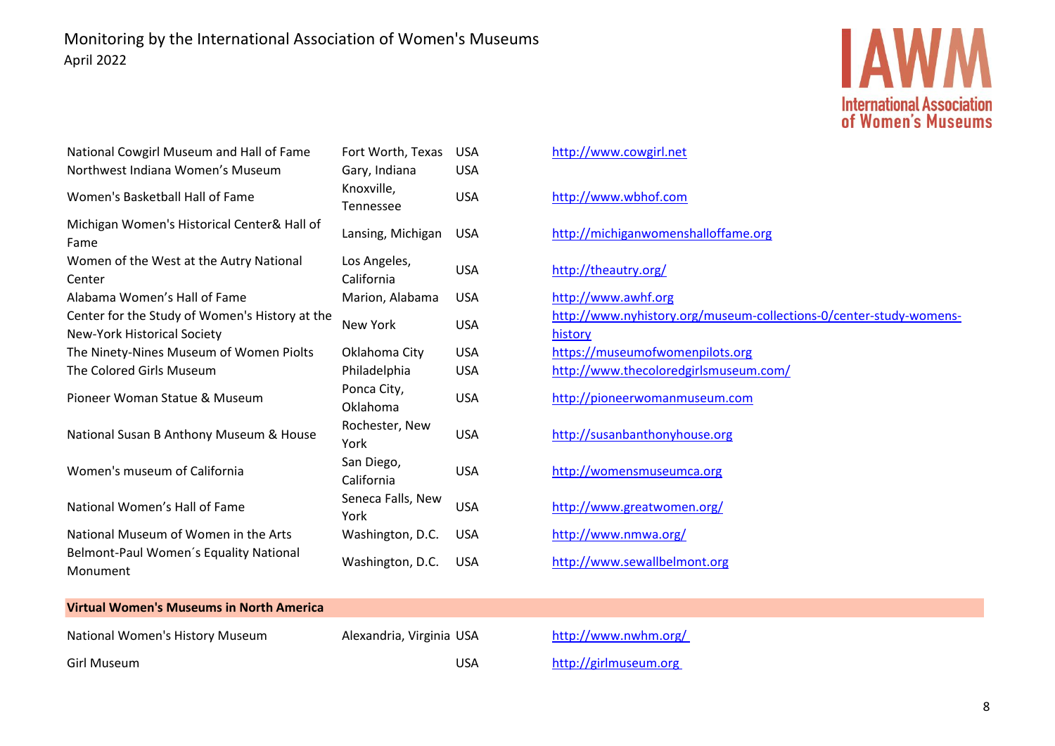| | | | |
|---|---|---|---|
| National Cowgirl Museum and Hall of Fame | Fort Worth, Texas | USA | http://www.cowgirl.net |
| Northwest Indiana Women's Museum | Gary, Indiana | USA | |
| Women's Basketball Hall of Fame | Knoxville, Tennessee | USA | http://www.wbhof.com |
| Michigan Women's Historical Center& Hall of Fame | Lansing, Michigan | USA | http://michiganwomenshalloffame.org |
| Women of the West at the Autry National Center | Los Angeles, California | USA | http://theautry.org/ |
| Alabama Women's Hall of Fame | Marion, Alabama | USA | http://www.awhf.org |
| Center for the Study of Women's History at the New-York Historical Society | New York | USA | http://www.nyhistory.org/museum-collections-0/center-study-womens-history |
| The Ninety-Nines Museum of Women Piolts | Oklahoma City | USA | https://museumofwomenpilots.org |
| The Colored Girls Museum | Philadelphia | USA | http://www.thecoloredgirlsmuseum.com/ |
| Pioneer Woman Statue & Museum | Ponca City, Oklahoma | USA | http://pioneerwomanmuseum.com |
| National Susan B Anthony Museum & House | Rochester, New York | USA | http://susanbanthonyhouse.org |
| Women's museum of California | San Diego, California | USA | http://womensmuseumca.org |
| National Women's Hall of Fame | Seneca Falls, New York | USA | http://www.greatwomen.org/ |
| National Museum of Women in the Arts | Washington, D.C. | USA | http://www.nmwa.org/ |
| Belmont-Paul Women´s Equality National Monument | Washington, D.C. | USA | http://www.sewallbelmont.org |
| **Virtual Women's Museums in North America** | | | |
| National Women's History Museum | Alexandria, Virginia | USA | http://www.nwhm.org/ |
| Girl Museum | | USA | http://girlmuseum.org |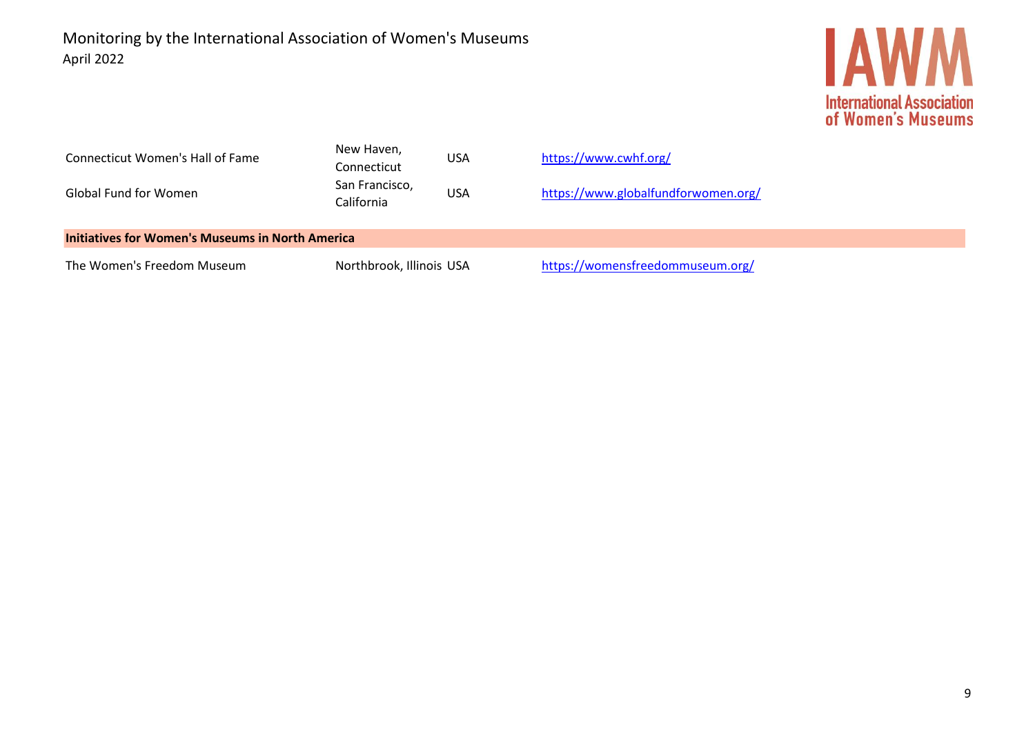| | | | |
|---|---|---|---|
| Connecticut Women's Hall of Fame | New Haven, Connecticut | USA | https://www.cwhf.org/ |
| Global Fund for Women | San Francisco, California | USA | https://www.globalfundforwomen.org/ |
| **Initiatives for Women's Museums in North America** | | | |
| The Women's Freedom Museum | Northbrook, Illinois | USA | https://womensfreedommuseum.org/ |